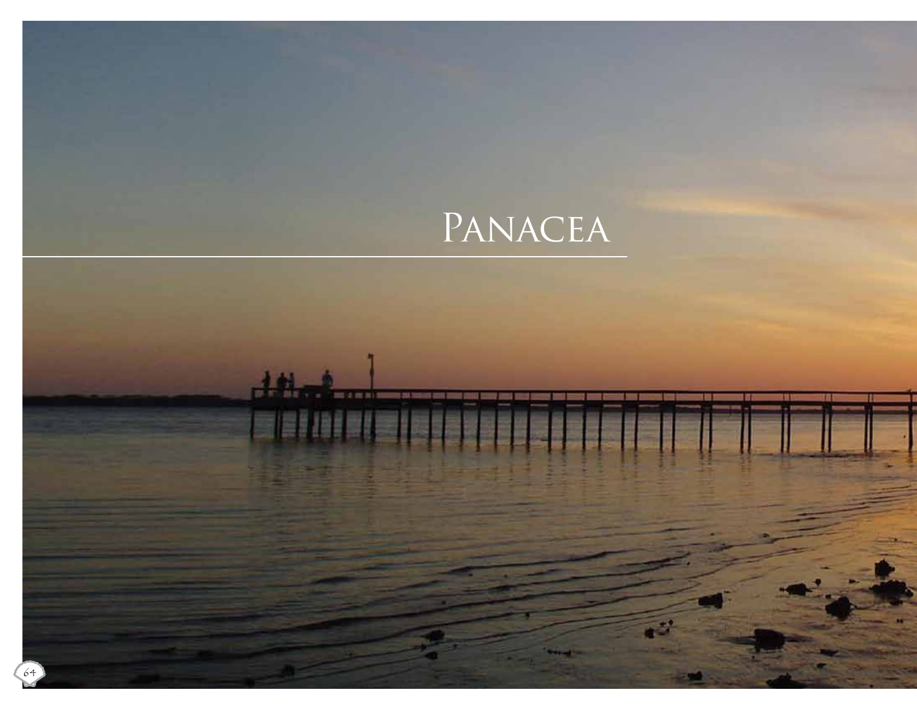# Panacea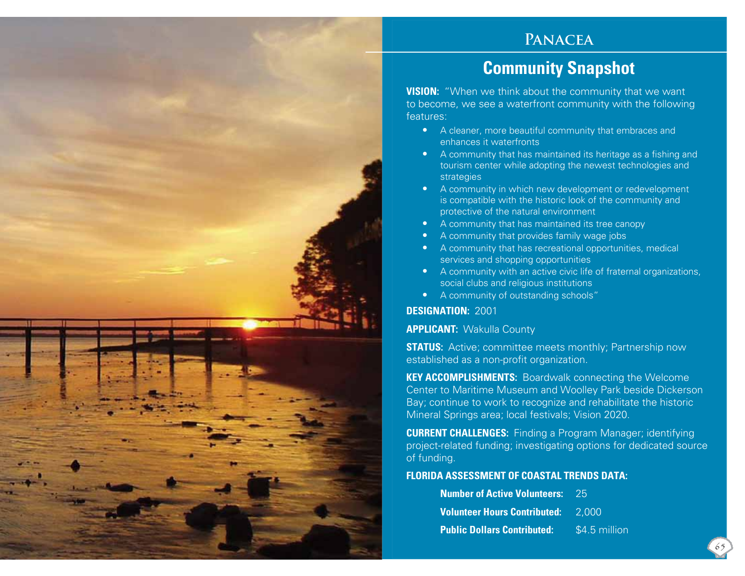# Panacea

## Community Snapshot

**VISION:** "When we think about the community that we want to become, we see a waterfront community with the following features:

- A cleaner, more beautiful community that embraces and enhances it waterfronts
- A community that has maintained its heritage as a fishing and tourism center while adopting the newest technologies and strategies
- A community in which new development or redevelopment is compatible with the historic look of the community and protective of the natural environment
- A community that has maintained its tree canopy
- A community that provides family wage jobs
- A community that has recreational opportunities, medical services and shopping opportunities
- A community with an active civic life of fraternal organizations, social clubs and religious institutions
- A community of outstanding schools"

**DESIGNATION:** 2001

**APPLICANT:** Wakulla County

**STATUS:** Active; committee meets monthly; Partnership now established as a non-profit organization.

**KEY ACCOMPLISHMENTS:** Boardwalk connecting the Welcome Center to Maritime Museum and Woolley Park beside Dickerson Bay; continue to work to recognize and rehabilitate the historic Mineral Springs area; local festivals; Vision 2020.

**CURRENT CHALLENGES:** Finding a Program Manager; identifying project-related funding; investigating options for dedicated source of funding.

**FLORIDA ASSESSMENT OF COASTAL TRENDS DATA:**

| | |
|---|---|
| **Number of Active Volunteers:** | 25 |
| **Volunteer Hours Contributed:** | 2,000 |
| **Public Dollars Contributed:** | $4.5 million |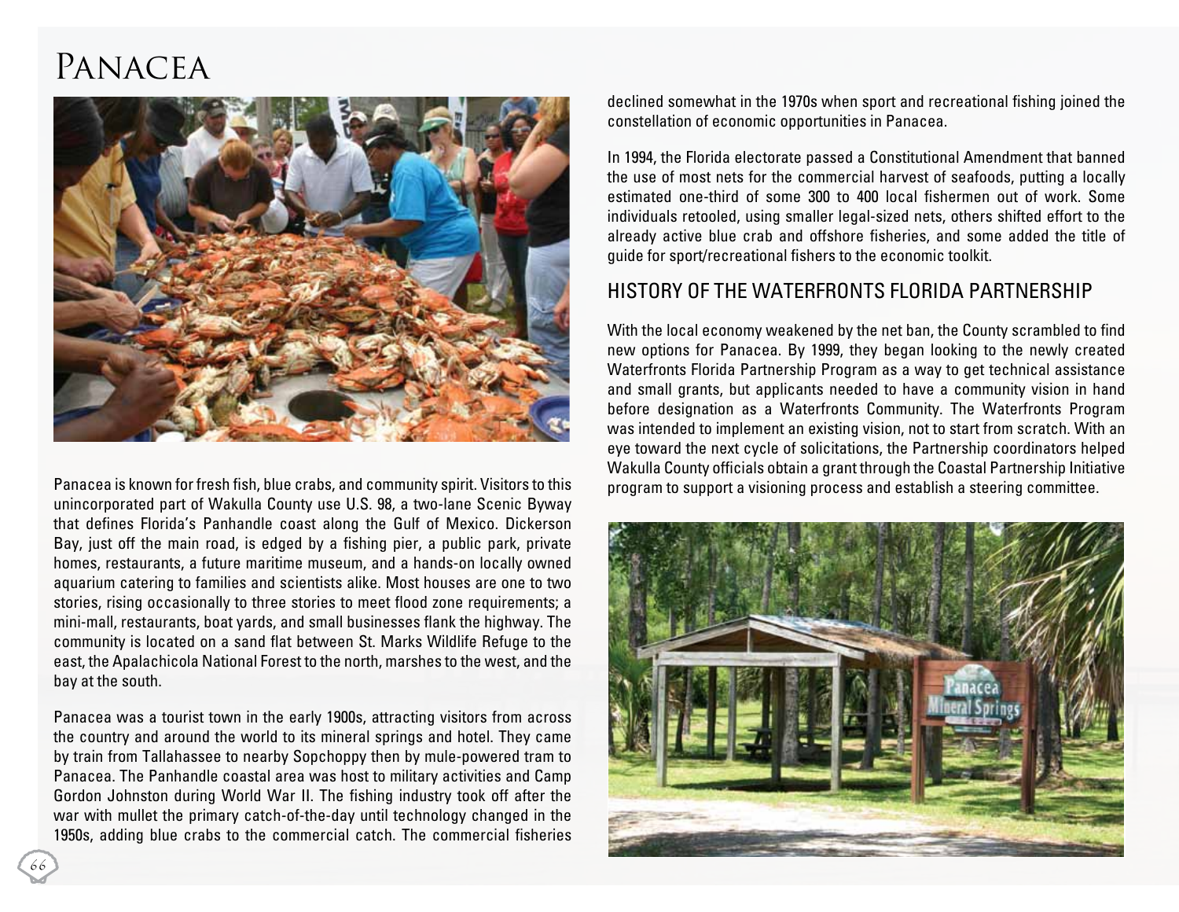# Panacea

Panacea is known for fresh fish, blue crabs, and community spirit. Visitors to this unincorporated part of Wakulla County use U.S. 98, a two-lane Scenic Byway that defines Florida's Panhandle coast along the Gulf of Mexico. Dickerson Bay, just off the main road, is edged by a fishing pier, a public park, private homes, restaurants, a future maritime museum, and a hands-on locally owned aquarium catering to families and scientists alike. Most houses are one to two stories, rising occasionally to three stories to meet flood zone requirements; a mini-mall, restaurants, boat yards, and small businesses flank the highway. The community is located on a sand flat between St. Marks Wildlife Refuge to the east, the Apalachicola National Forest to the north, marshes to the west, and the bay at the south.

Panacea was a tourist town in the early 1900s, attracting visitors from across the country and around the world to its mineral springs and hotel. They came by train from Tallahassee to nearby Sopchoppy then by mule-powered tram to Panacea. The Panhandle coastal area was host to military activities and Camp Gordon Johnston during World War II. The fishing industry took off after the war with mullet the primary catch-of-the-day until technology changed in the 1950s, adding blue crabs to the commercial catch. The commercial fisheries declined somewhat in the 1970s when sport and recreational fishing joined the constellation of economic opportunities in Panacea.

In 1994, the Florida electorate passed a Constitutional Amendment that banned the use of most nets for the commercial harvest of seafoods, putting a locally estimated one-third of some 300 to 400 local fishermen out of work. Some individuals retooled, using smaller legal-sized nets, others shifted effort to the already active blue crab and offshore fisheries, and some added the title of guide for sport/recreational fishers to the economic toolkit.

## HISTORY OF THE WATERFRONTS FLORIDA PARTNERSHIP

With the local economy weakened by the net ban, the County scrambled to find new options for Panacea. By 1999, they began looking to the newly created Waterfronts Florida Partnership Program as a way to get technical assistance and small grants, but applicants needed to have a community vision in hand before designation as a Waterfronts Community. The Waterfronts Program was intended to implement an existing vision, not to start from scratch. With an eye toward the next cycle of solicitations, the Partnership coordinators helped Wakulla County officials obtain a grant through the Coastal Partnership Initiative program to support a visioning process and establish a steering committee.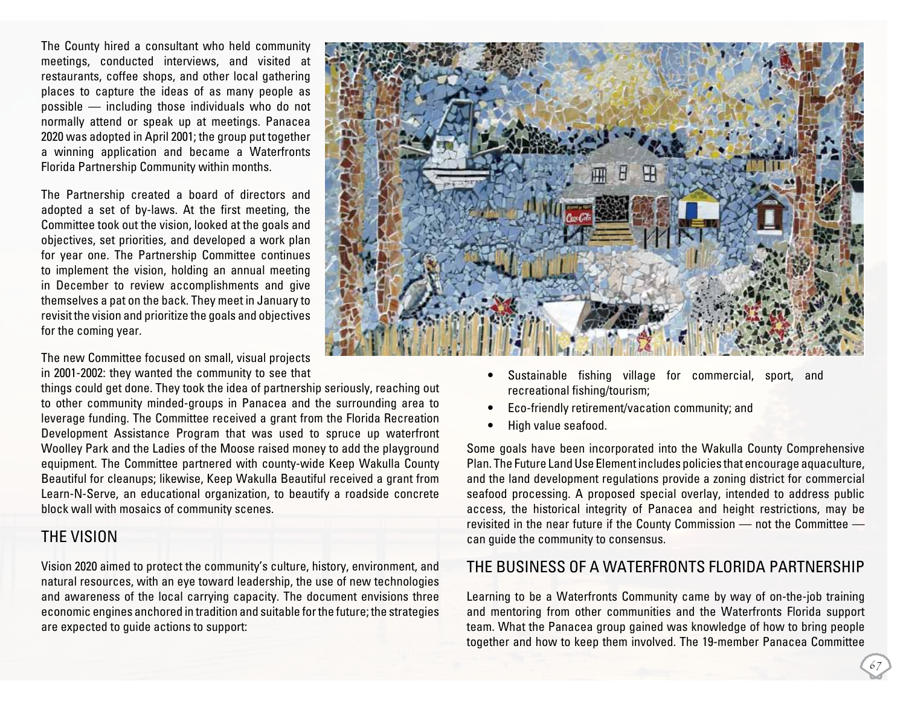The County hired a consultant who held community meetings, conducted interviews, and visited at restaurants, coffee shops, and other local gathering places to capture the ideas of as many people as possible — including those individuals who do not normally attend or speak up at meetings. Panacea 2020 was adopted in April 2001; the group put together a winning application and became a Waterfronts Florida Partnership Community within months.

The Partnership created a board of directors and adopted a set of by-laws. At the first meeting, the Committee took out the vision, looked at the goals and objectives, set priorities, and developed a work plan for year one. The Partnership Committee continues to implement the vision, holding an annual meeting in December to review accomplishments and give themselves a pat on the back. They meet in January to revisit the vision and prioritize the goals and objectives for the coming year.

The new Committee focused on small, visual projects in 2001-2002: they wanted the community to see that things could get done. They took the idea of partnership seriously, reaching out to other community minded-groups in Panacea and the surrounding area to leverage funding. The Committee received a grant from the Florida Recreation Development Assistance Program that was used to spruce up waterfront Woolley Park and the Ladies of the Moose raised money to add the playground equipment. The Committee partnered with county-wide Keep Wakulla County Beautiful for cleanups; likewise, Keep Wakulla Beautiful received a grant from Learn-N-Serve, an educational organization, to beautify a roadside concrete block wall with mosaics of community scenes.

## THE VISION

Vision 2020 aimed to protect the community's culture, history, environment, and natural resources, with an eye toward leadership, the use of new technologies and awareness of the local carrying capacity. The document envisions three economic engines anchored in tradition and suitable for the future; the strategies are expected to guide actions to support:

- Sustainable fishing village for commercial, sport, and recreational fishing/tourism;
- Eco-friendly retirement/vacation community; and
- High value seafood.

Some goals have been incorporated into the Wakulla County Comprehensive Plan. The Future Land Use Element includes policies that encourage aquaculture, and the land development regulations provide a zoning district for commercial seafood processing. A proposed special overlay, intended to address public access, the historical integrity of Panacea and height restrictions, may be revisited in the near future if the County Commission — not the Committee — can guide the community to consensus.

## THE BUSINESS OF A WATERFRONTS FLORIDA PARTNERSHIP

Learning to be a Waterfronts Community came by way of on-the-job training and mentoring from other communities and the Waterfronts Florida support team. What the Panacea group gained was knowledge of how to bring people together and how to keep them involved. The 19-member Panacea Committee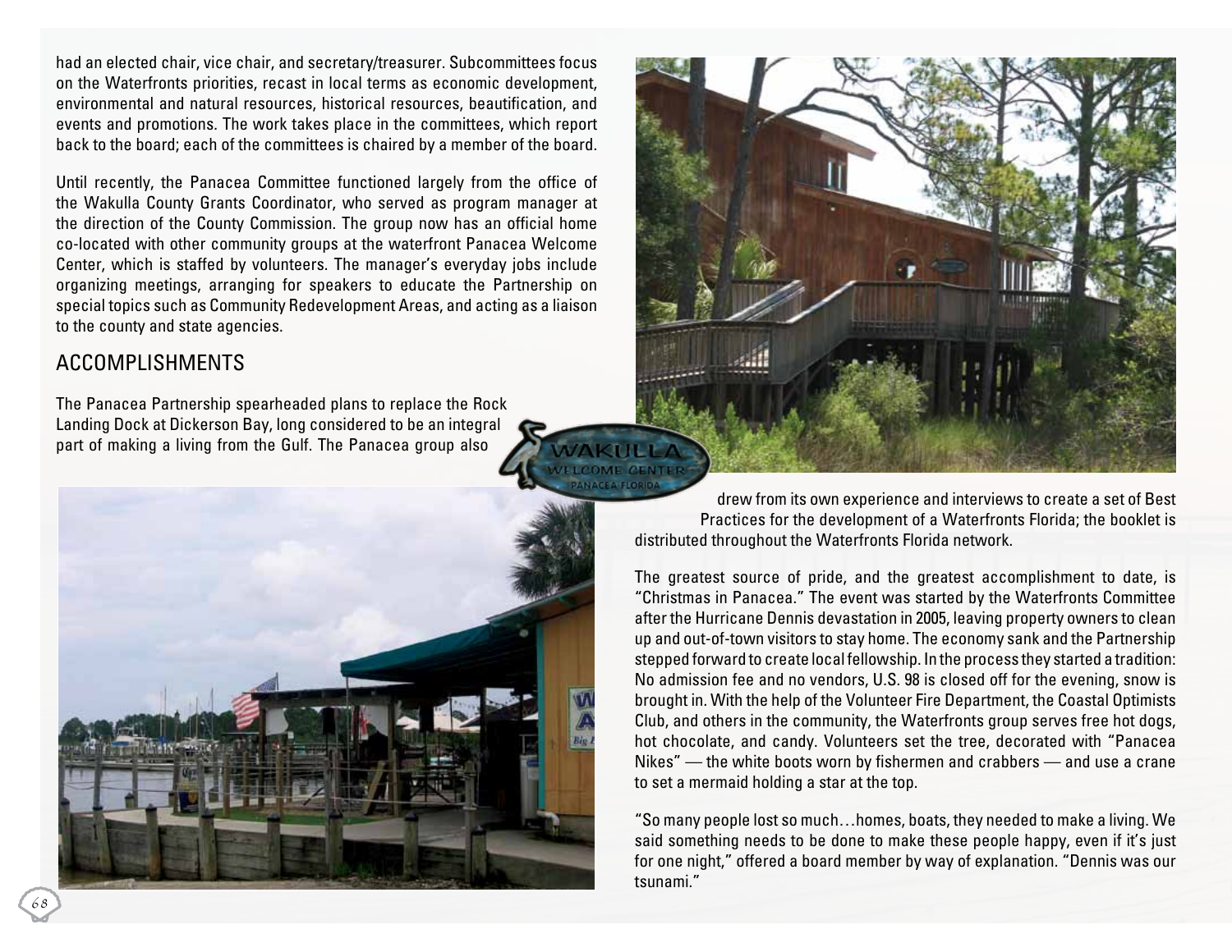had an elected chair, vice chair, and secretary/treasurer. Subcommittees focus on the Waterfronts priorities, recast in local terms as economic development, environmental and natural resources, historical resources, beautification, and events and promotions. The work takes place in the committees, which report back to the board; each of the committees is chaired by a member of the board.

Until recently, the Panacea Committee functioned largely from the office of the Wakulla County Grants Coordinator, who served as program manager at the direction of the County Commission. The group now has an official home co-located with other community groups at the waterfront Panacea Welcome Center, which is staffed by volunteers. The manager's everyday jobs include organizing meetings, arranging for speakers to educate the Partnership on special topics such as Community Redevelopment Areas, and acting as a liaison to the county and state agencies.

## ACCOMPLISHMENTS

The Panacea Partnership spearheaded plans to replace the Rock Landing Dock at Dickerson Bay, long considered to be an integral part of making a living from the Gulf. The Panacea group also drew from its own experience and interviews to create a set of Best Practices for the development of a Waterfronts Florida; the booklet is distributed throughout the Waterfronts Florida network.

The greatest source of pride, and the greatest accomplishment to date, is "Christmas in Panacea." The event was started by the Waterfronts Committee after the Hurricane Dennis devastation in 2005, leaving property owners to clean up and out-of-town visitors to stay home. The economy sank and the Partnership stepped forward to create local fellowship. In the process they started a tradition: No admission fee and no vendors, U.S. 98 is closed off for the evening, snow is brought in. With the help of the Volunteer Fire Department, the Coastal Optimists Club, and others in the community, the Waterfronts group serves free hot dogs, hot chocolate, and candy. Volunteers set the tree, decorated with "Panacea Nikes" — the white boots worn by fishermen and crabbers — and use a crane to set a mermaid holding a star at the top.

"So many people lost so much…homes, boats, they needed to make a living. We said something needs to be done to make these people happy, even if it's just for one night," offered a board member by way of explanation. "Dennis was our tsunami."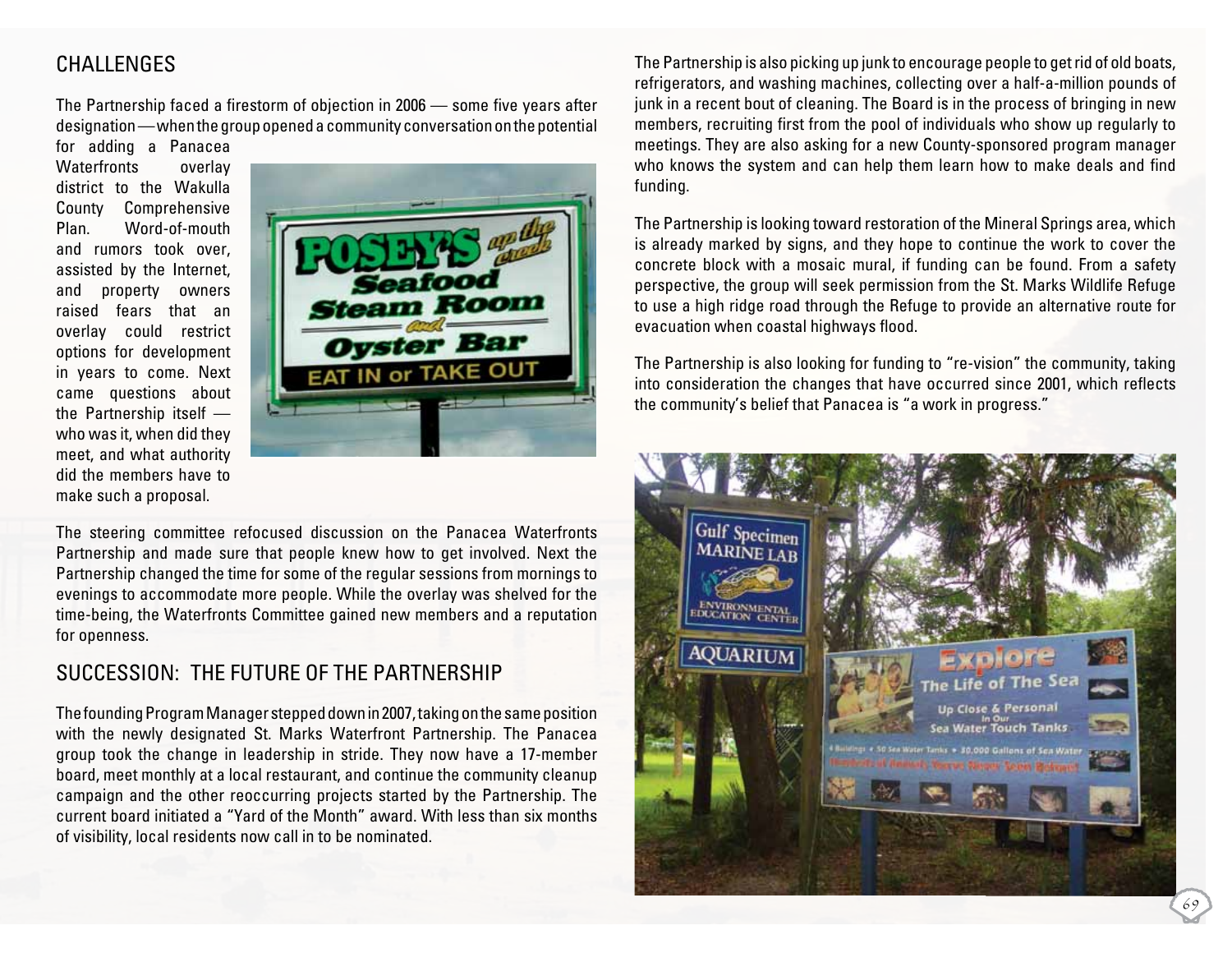## CHALLENGES

The Partnership faced a firestorm of objection in 2006 — some five years after designation — when the group opened a community conversation on the potential for adding a Panacea Waterfronts overlay district to the Wakulla County Comprehensive Plan. Word-of-mouth and rumors took over, assisted by the Internet, and property owners raised fears that an overlay could restrict options for development in years to come. Next came questions about the Partnership itself — who was it, when did they meet, and what authority did the members have to make such a proposal.

The steering committee refocused discussion on the Panacea Waterfronts Partnership and made sure that people knew how to get involved. Next the Partnership changed the time for some of the regular sessions from mornings to evenings to accommodate more people. While the overlay was shelved for the time-being, the Waterfronts Committee gained new members and a reputation for openness.

## SUCCESSION: THE FUTURE OF THE PARTNERSHIP

The founding Program Manager stepped down in 2007, taking on the same position with the newly designated St. Marks Waterfront Partnership. The Panacea group took the change in leadership in stride. They now have a 17-member board, meet monthly at a local restaurant, and continue the community cleanup campaign and the other reoccurring projects started by the Partnership. The current board initiated a "Yard of the Month" award. With less than six months of visibility, local residents now call in to be nominated.

The Partnership is also picking up junk to encourage people to get rid of old boats, refrigerators, and washing machines, collecting over a half-a-million pounds of junk in a recent bout of cleaning. The Board is in the process of bringing in new members, recruiting first from the pool of individuals who show up regularly to meetings. They are also asking for a new County-sponsored program manager who knows the system and can help them learn how to make deals and find funding.

The Partnership is looking toward restoration of the Mineral Springs area, which is already marked by signs, and they hope to continue the work to cover the concrete block with a mosaic mural, if funding can be found. From a safety perspective, the group will seek permission from the St. Marks Wildlife Refuge to use a high ridge road through the Refuge to provide an alternative route for evacuation when coastal highways flood.

The Partnership is also looking for funding to "re-vision" the community, taking into consideration the changes that have occurred since 2001, which reflects the community's belief that Panacea is "a work in progress."